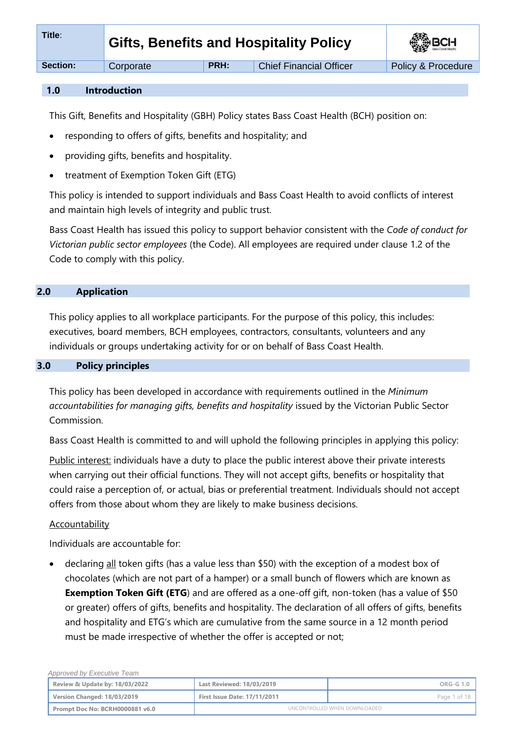| Title: | Gifts, Benefits and Hospitality Policy | | | BCH |
|---|---|---|---|---|
| Section: | Corporate | PRH: | Chief Financial Officer | Policy & Procedure |

## 1.0 Introduction

This Gift, Benefits and Hospitality (GBH) Policy states Bass Coast Health (BCH) position on:

- responding to offers of gifts, benefits and hospitality; and
- providing gifts, benefits and hospitality.
- treatment of Exemption Token Gift (ETG)

This policy is intended to support individuals and Bass Coast Health to avoid conflicts of interest and maintain high levels of integrity and public trust.

Bass Coast Health has issued this policy to support behavior consistent with the *Code of conduct for Victorian public sector employees* (the Code). All employees are required under clause 1.2 of the Code to comply with this policy.

## 2.0 Application

This policy applies to all workplace participants. For the purpose of this policy, this includes: executives, board members, BCH employees, contractors, consultants, volunteers and any individuals or groups undertaking activity for or on behalf of Bass Coast Health.

## 3.0 Policy principles

This policy has been developed in accordance with requirements outlined in the *Minimum accountabilities for managing gifts, benefits and hospitality* issued by the Victorian Public Sector Commission.

Bass Coast Health is committed to and will uphold the following principles in applying this policy:

<u>Public interest:</u> individuals have a duty to place the public interest above their private interests when carrying out their official functions. They will not accept gifts, benefits or hospitality that could raise a perception of, or actual, bias or preferential treatment. Individuals should not accept offers from those about whom they are likely to make business decisions.

<u>Accountability</u>

Individuals are accountable for:

- declaring <u>all</u> token gifts (has a value less than $50) with the exception of a modest box of chocolates (which are not part of a hamper) or a small bunch of flowers which are known as **Exemption Token Gift (ETG**) and are offered as a one-off gift, non-token (has a value of $50 or greater) offers of gifts, benefits and hospitality. The declaration of all offers of gifts, benefits and hospitality and ETG's which are cumulative from the same source in a 12 month period must be made irrespective of whether the offer is accepted or not;

*Approved by Executive Team*

| Review & Update by: 18/03/2022 | Last Reviewed: 18/03/2019 | ORG-G 1.0 |
|---|---|---|
| Version Changed: 18/03/2019 | First Issue Date: 17/11/2011 | |
| Prompt Doc No: BCRH0000881 v6.0 | UNCONTROLLED WHEN DOWNLOADED | |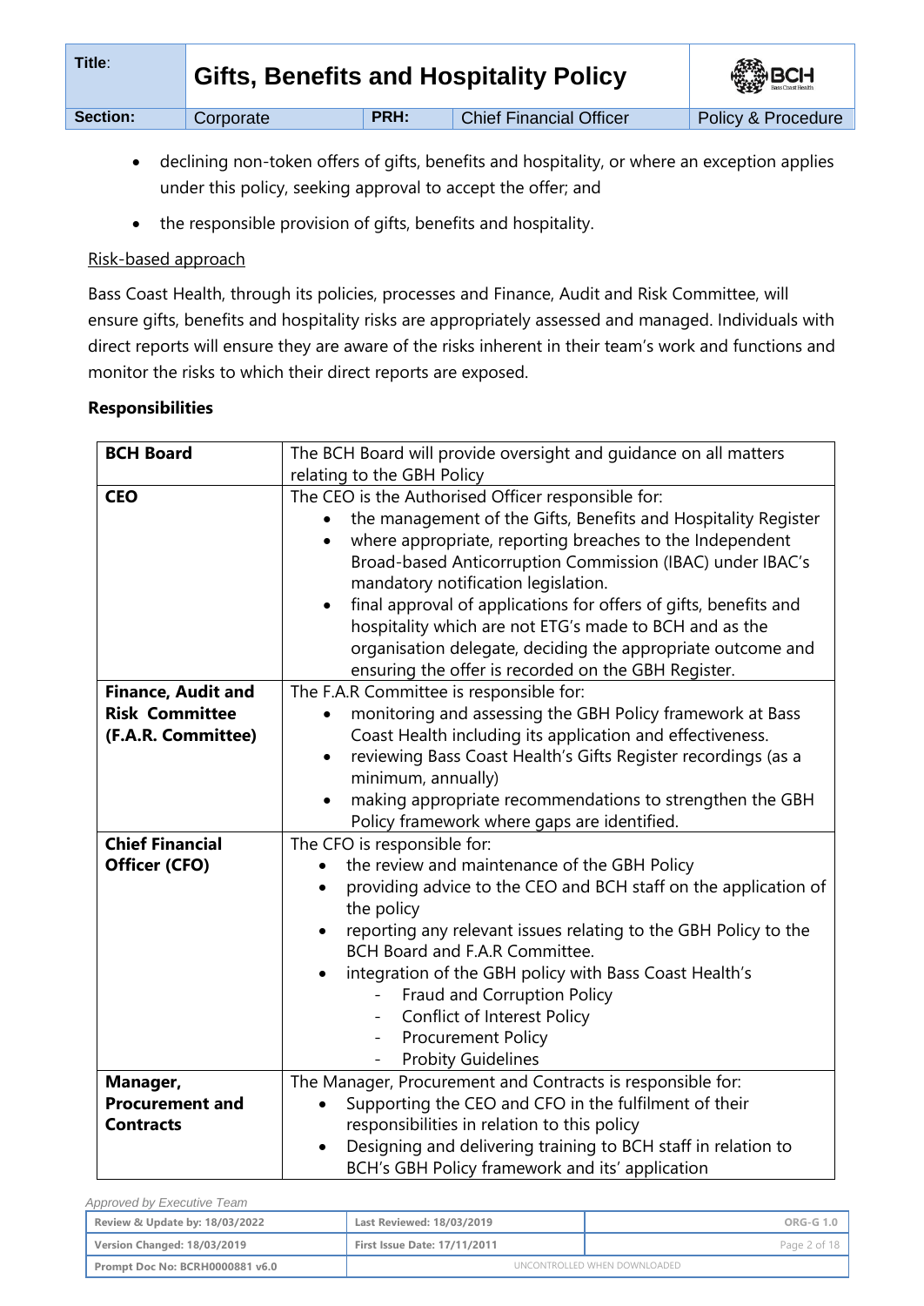- declining non-token offers of gifts, benefits and hospitality, or where an exception applies under this policy, seeking approval to accept the offer; and
- the responsible provision of gifts, benefits and hospitality.

Risk-based approach

Bass Coast Health, through its policies, processes and Finance, Audit and Risk Committee, will ensure gifts, benefits and hospitality risks are appropriately assessed and managed. Individuals with direct reports will ensure they are aware of the risks inherent in their team's work and functions and monitor the risks to which their direct reports are exposed.

**Responsibilities**

| | |
|---|---|
| **BCH Board** | The BCH Board will provide oversight and guidance on all matters relating to the GBH Policy |
| **CEO** | The CEO is the Authorised Officer responsible for:<br>• the management of the Gifts, Benefits and Hospitality Register<br>• where appropriate, reporting breaches to the Independent Broad-based Anticorruption Commission (IBAC) under IBAC's mandatory notification legislation.<br>• final approval of applications for offers of gifts, benefits and hospitality which are not ETG's made to BCH and as the organisation delegate, deciding the appropriate outcome and ensuring the offer is recorded on the GBH Register. |
| **Finance, Audit and Risk Committee (F.A.R. Committee)** | The F.A.R Committee is responsible for:<br>• monitoring and assessing the GBH Policy framework at Bass Coast Health including its application and effectiveness.<br>• reviewing Bass Coast Health's Gifts Register recordings (as a minimum, annually)<br>• making appropriate recommendations to strengthen the GBH Policy framework where gaps are identified. |
| **Chief Financial Officer (CFO)** | The CFO is responsible for:<br>• the review and maintenance of the GBH Policy<br>• providing advice to the CEO and BCH staff on the application of the policy<br>• reporting any relevant issues relating to the GBH Policy to the BCH Board and F.A.R Committee.<br>• integration of the GBH policy with Bass Coast Health's<br>  - Fraud and Corruption Policy<br>  - Conflict of Interest Policy<br>  - Procurement Policy<br>  - Probity Guidelines |
| **Manager, Procurement and Contracts** | The Manager, Procurement and Contracts is responsible for:<br>• Supporting the CEO and CFO in the fulfilment of their responsibilities in relation to this policy<br>• Designing and delivering training to BCH staff in relation to BCH's GBH Policy framework and its' application |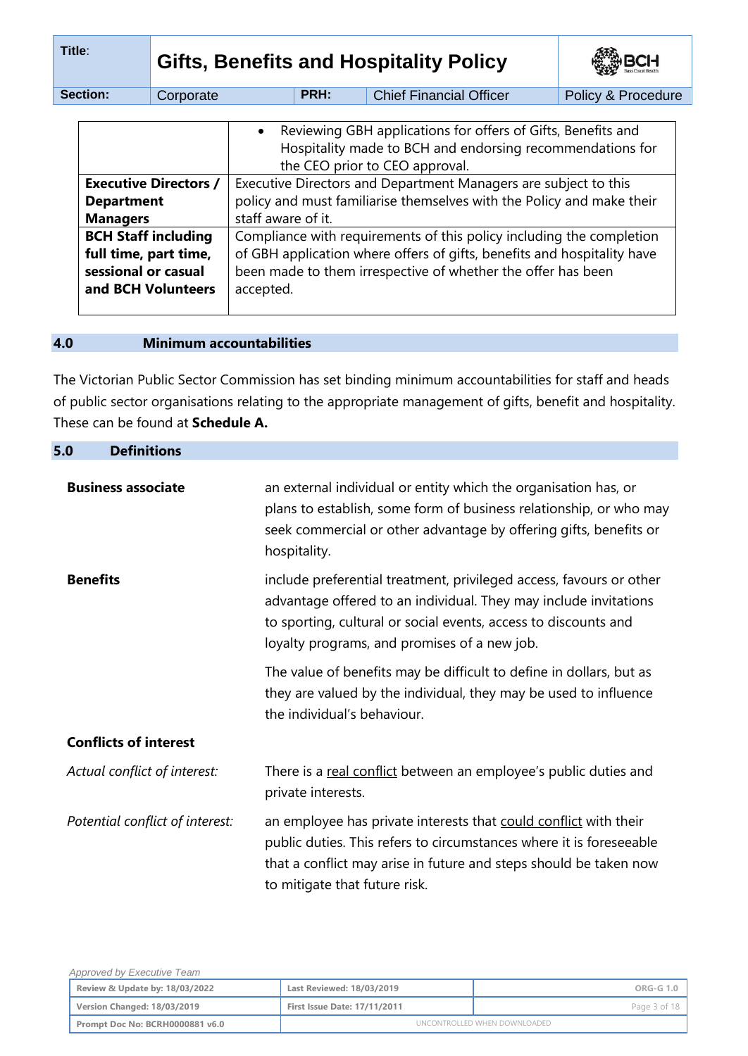| | |
|---|---|
| | • Reviewing GBH applications for offers of Gifts, Benefits and Hospitality made to BCH and endorsing recommendations for the CEO prior to CEO approval. |
| **Executive Directors / Department Managers** | Executive Directors and Department Managers are subject to this policy and must familiarise themselves with the Policy and make their staff aware of it. |
| **BCH Staff including full time, part time, sessional or casual and BCH Volunteers** | Compliance with requirements of this policy including the completion of GBH application where offers of gifts, benefits and hospitality have been made to them irrespective of whether the offer has been accepted. |

## 4.0 Minimum accountabilities

The Victorian Public Sector Commission has set binding minimum accountabilities for staff and heads of public sector organisations relating to the appropriate management of gifts, benefit and hospitality. These can be found at **Schedule A.**

## 5.0 Definitions

**Business associate**

an external individual or entity which the organisation has, or plans to establish, some form of business relationship, or who may seek commercial or other advantage by offering gifts, benefits or hospitality.

**Benefits**

include preferential treatment, privileged access, favours or other advantage offered to an individual. They may include invitations to sporting, cultural or social events, access to discounts and loyalty programs, and promises of a new job.

The value of benefits may be difficult to define in dollars, but as they are valued by the individual, they may be used to influence the individual's behaviour.

**Conflicts of interest**

*Actual conflict of interest:*

There is a real conflict between an employee's public duties and private interests.

*Potential conflict of interest:*

an employee has private interests that could conflict with their public duties. This refers to circumstances where it is foreseeable that a conflict may arise in future and steps should be taken now to mitigate that future risk.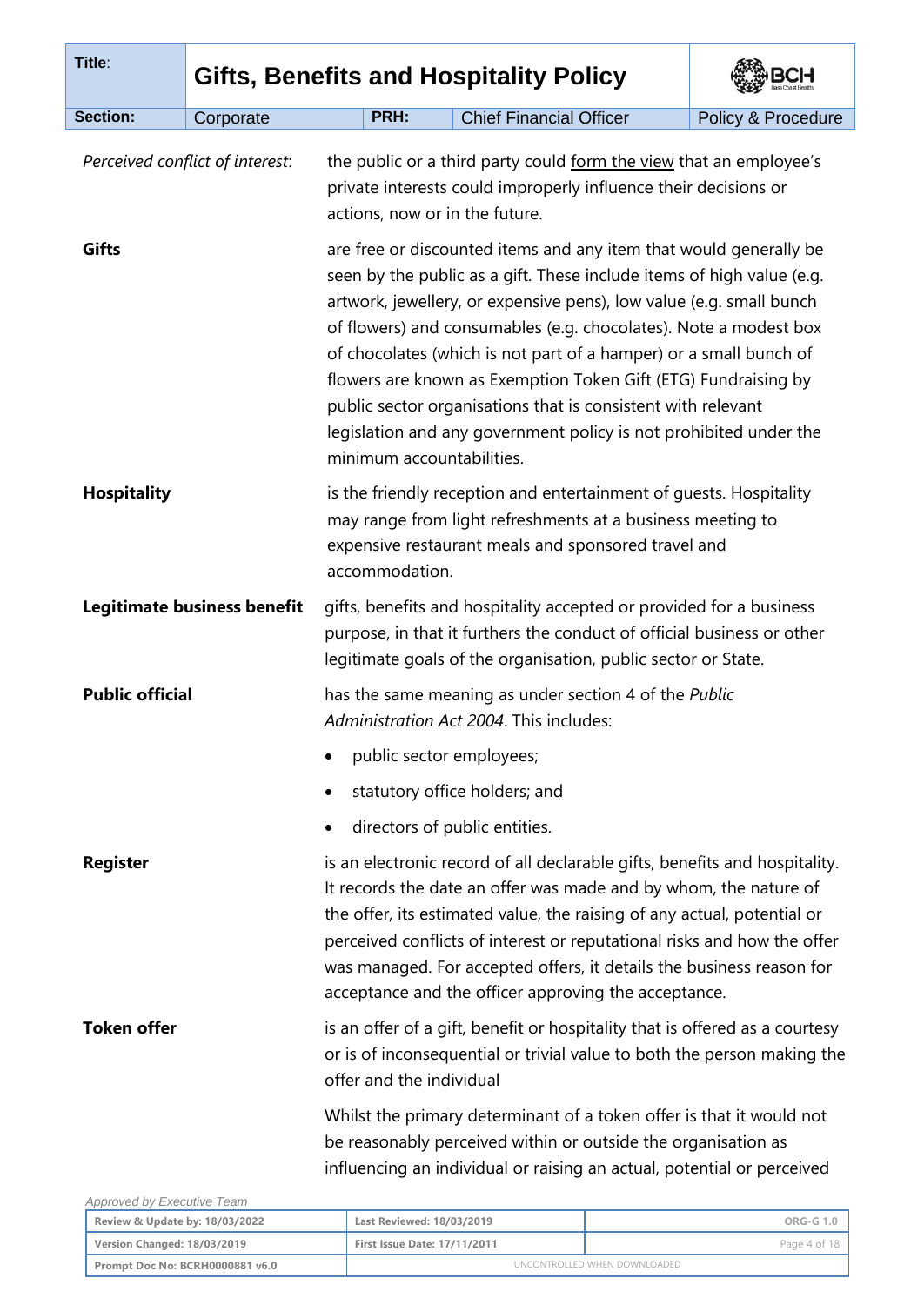*Perceived conflict of interest*: the public or a third party could form the view that an employee's private interests could improperly influence their decisions or actions, now or in the future.

**Gifts** are free or discounted items and any item that would generally be seen by the public as a gift. These include items of high value (e.g. artwork, jewellery, or expensive pens), low value (e.g. small bunch of flowers) and consumables (e.g. chocolates). Note a modest box of chocolates (which is not part of a hamper) or a small bunch of flowers are known as Exemption Token Gift (ETG) Fundraising by public sector organisations that is consistent with relevant legislation and any government policy is not prohibited under the minimum accountabilities.

**Hospitality** is the friendly reception and entertainment of guests. Hospitality may range from light refreshments at a business meeting to expensive restaurant meals and sponsored travel and accommodation.

**Legitimate business benefit** gifts, benefits and hospitality accepted or provided for a business purpose, in that it furthers the conduct of official business or other legitimate goals of the organisation, public sector or State.

**Public official** has the same meaning as under section 4 of the *Public Administration Act 2004*. This includes:

- public sector employees;
- statutory office holders; and
- directors of public entities.

**Register** is an electronic record of all declarable gifts, benefits and hospitality. It records the date an offer was made and by whom, the nature of the offer, its estimated value, the raising of any actual, potential or perceived conflicts of interest or reputational risks and how the offer was managed. For accepted offers, it details the business reason for acceptance and the officer approving the acceptance.

**Token offer** is an offer of a gift, benefit or hospitality that is offered as a courtesy or is of inconsequential or trivial value to both the person making the offer and the individual

Whilst the primary determinant of a token offer is that it would not be reasonably perceived within or outside the organisation as influencing an individual or raising an actual, potential or perceived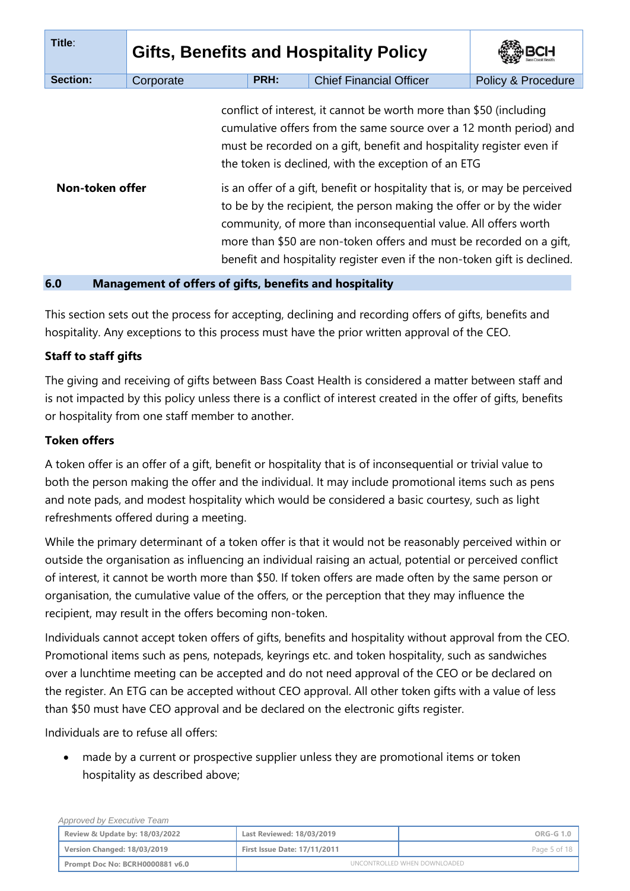conflict of interest, it cannot be worth more than $50 (including cumulative offers from the same source over a 12 month period) and must be recorded on a gift, benefit and hospitality register even if the token is declined, with the exception of an ETG

**Non-token offer** is an offer of a gift, benefit or hospitality that is, or may be perceived to be by the recipient, the person making the offer or by the wider community, of more than inconsequential value. All offers worth more than $50 are non-token offers and must be recorded on a gift, benefit and hospitality register even if the non-token gift is declined.

## 6.0 Management of offers of gifts, benefits and hospitality

This section sets out the process for accepting, declining and recording offers of gifts, benefits and hospitality. Any exceptions to this process must have the prior written approval of the CEO.

### Staff to staff gifts

The giving and receiving of gifts between Bass Coast Health is considered a matter between staff and is not impacted by this policy unless there is a conflict of interest created in the offer of gifts, benefits or hospitality from one staff member to another.

### Token offers

A token offer is an offer of a gift, benefit or hospitality that is of inconsequential or trivial value to both the person making the offer and the individual. It may include promotional items such as pens and note pads, and modest hospitality which would be considered a basic courtesy, such as light refreshments offered during a meeting.

While the primary determinant of a token offer is that it would not be reasonably perceived within or outside the organisation as influencing an individual raising an actual, potential or perceived conflict of interest, it cannot be worth more than $50. If token offers are made often by the same person or organisation, the cumulative value of the offers, or the perception that they may influence the recipient, may result in the offers becoming non-token.

Individuals cannot accept token offers of gifts, benefits and hospitality without approval from the CEO. Promotional items such as pens, notepads, keyrings etc. and token hospitality, such as sandwiches over a lunchtime meeting can be accepted and do not need approval of the CEO or be declared on the register. An ETG can be accepted without CEO approval. All other token gifts with a value of less than $50 must have CEO approval and be declared on the electronic gifts register.

Individuals are to refuse all offers:

- made by a current or prospective supplier unless they are promotional items or token hospitality as described above;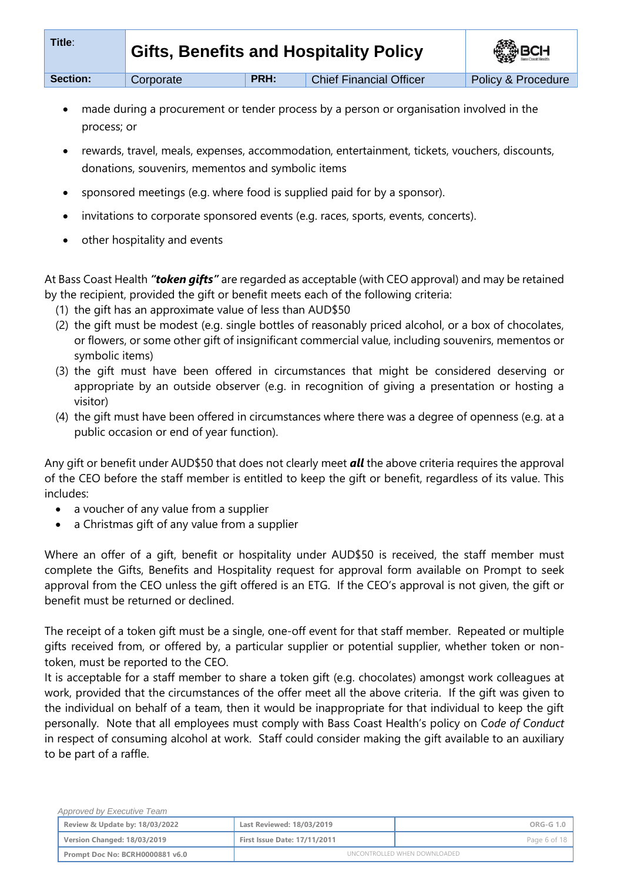- made during a procurement or tender process by a person or organisation involved in the process; or
- rewards, travel, meals, expenses, accommodation, entertainment, tickets, vouchers, discounts, donations, souvenirs, mementos and symbolic items
- sponsored meetings (e.g. where food is supplied paid for by a sponsor).
- invitations to corporate sponsored events (e.g. races, sports, events, concerts).
- other hospitality and events

At Bass Coast Health ***"token gifts"*** are regarded as acceptable (with CEO approval) and may be retained by the recipient, provided the gift or benefit meets each of the following criteria:

(1) the gift has an approximate value of less than AUD$50
(2) the gift must be modest (e.g. single bottles of reasonably priced alcohol, or a box of chocolates, or flowers, or some other gift of insignificant commercial value, including souvenirs, mementos or symbolic items)
(3) the gift must have been offered in circumstances that might be considered deserving or appropriate by an outside observer (e.g. in recognition of giving a presentation or hosting a visitor)
(4) the gift must have been offered in circumstances where there was a degree of openness (e.g. at a public occasion or end of year function).

Any gift or benefit under AUD$50 that does not clearly meet ***all*** the above criteria requires the approval of the CEO before the staff member is entitled to keep the gift or benefit, regardless of its value. This includes:

- a voucher of any value from a supplier
- a Christmas gift of any value from a supplier

Where an offer of a gift, benefit or hospitality under AUD$50 is received, the staff member must complete the Gifts, Benefits and Hospitality request for approval form available on Prompt to seek approval from the CEO unless the gift offered is an ETG. If the CEO's approval is not given, the gift or benefit must be returned or declined.

The receipt of a token gift must be a single, one-off event for that staff member. Repeated or multiple gifts received from, or offered by, a particular supplier or potential supplier, whether token or non-token, must be reported to the CEO.

It is acceptable for a staff member to share a token gift (e.g. chocolates) amongst work colleagues at work, provided that the circumstances of the offer meet all the above criteria. If the gift was given to the individual on behalf of a team, then it would be inappropriate for that individual to keep the gift personally. Note that all employees must comply with Bass Coast Health's policy on C*ode of Conduct* in respect of consuming alcohol at work. Staff could consider making the gift available to an auxiliary to be part of a raffle.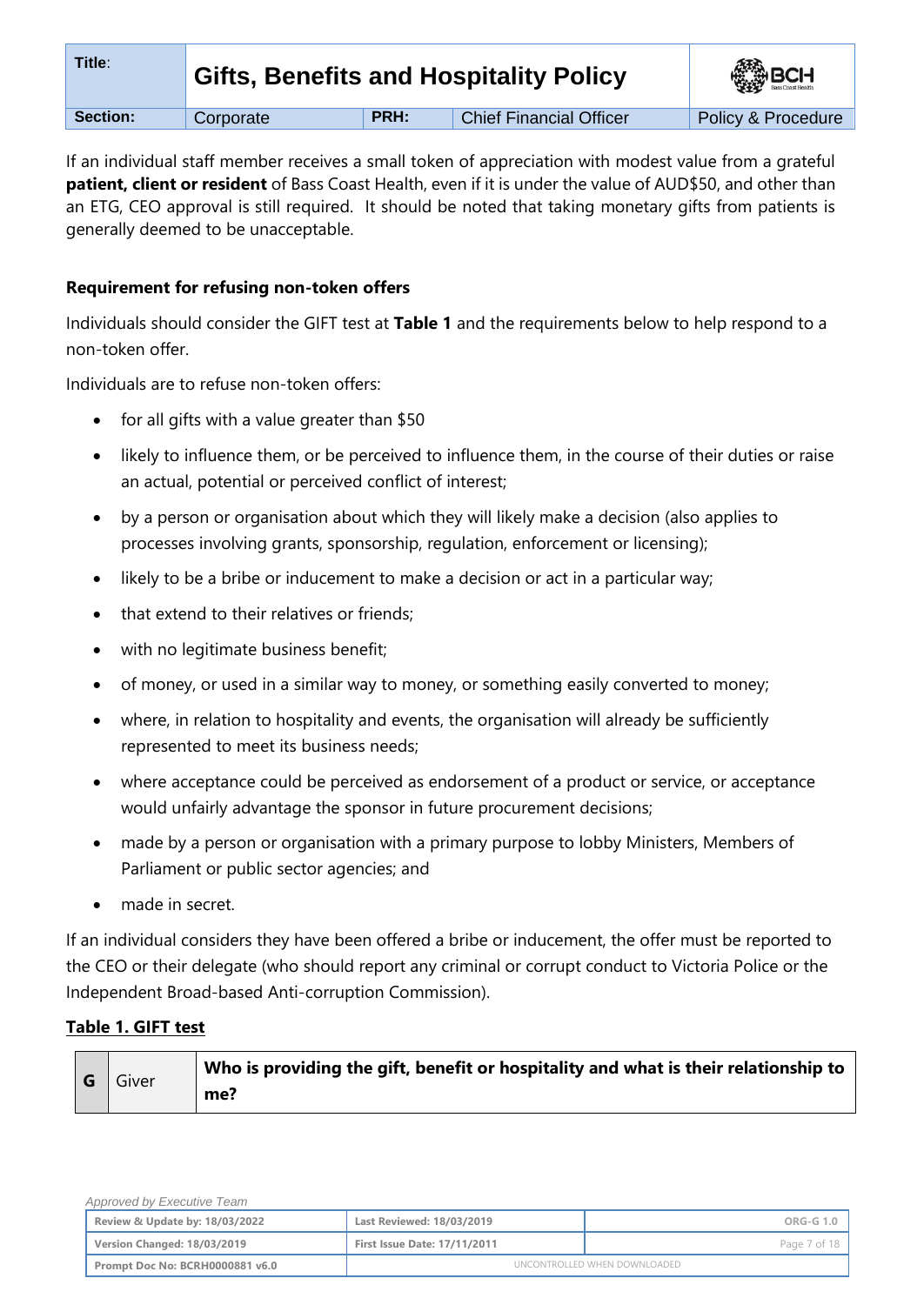If an individual staff member receives a small token of appreciation with modest value from a grateful **patient, client or resident** of Bass Coast Health, even if it is under the value of AUD$50, and other than an ETG, CEO approval is still required. It should be noted that taking monetary gifts from patients is generally deemed to be unacceptable.

### Requirement for refusing non-token offers

Individuals should consider the GIFT test at **Table 1** and the requirements below to help respond to a non-token offer.

Individuals are to refuse non-token offers:

- for all gifts with a value greater than $50
- likely to influence them, or be perceived to influence them, in the course of their duties or raise an actual, potential or perceived conflict of interest;
- by a person or organisation about which they will likely make a decision (also applies to processes involving grants, sponsorship, regulation, enforcement or licensing);
- likely to be a bribe or inducement to make a decision or act in a particular way;
- that extend to their relatives or friends;
- with no legitimate business benefit;
- of money, or used in a similar way to money, or something easily converted to money;
- where, in relation to hospitality and events, the organisation will already be sufficiently represented to meet its business needs;
- where acceptance could be perceived as endorsement of a product or service, or acceptance would unfairly advantage the sponsor in future procurement decisions;
- made by a person or organisation with a primary purpose to lobby Ministers, Members of Parliament or public sector agencies; and
- made in secret.

If an individual considers they have been offered a bribe or inducement, the offer must be reported to the CEO or their delegate (who should report any criminal or corrupt conduct to Victoria Police or the Independent Broad-based Anti-corruption Commission).

**Table 1. GIFT test**

| | | |
|---|---|---|
| **G** | Giver | **Who is providing the gift, benefit or hospitality and what is their relationship to me?** |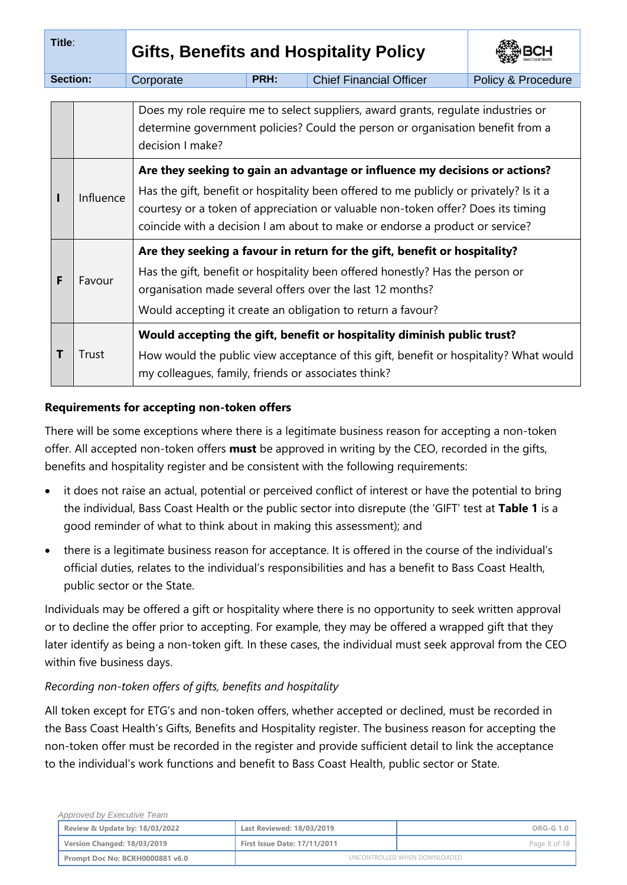| | | |
|---|---|---|
| | | Does my role require me to select suppliers, award grants, regulate industries or determine government policies? Could the person or organisation benefit from a decision I make? |
| **I** | Influence | **Are they seeking to gain an advantage or influence my decisions or actions?** Has the gift, benefit or hospitality been offered to me publicly or privately? Is it a courtesy or a token of appreciation or valuable non-token offer? Does its timing coincide with a decision I am about to make or endorse a product or service? |
| **F** | Favour | **Are they seeking a favour in return for the gift, benefit or hospitality?** Has the gift, benefit or hospitality been offered honestly? Has the person or organisation made several offers over the last 12 months? Would accepting it create an obligation to return a favour? |
| **T** | Trust | **Would accepting the gift, benefit or hospitality diminish public trust?** How would the public view acceptance of this gift, benefit or hospitality? What would my colleagues, family, friends or associates think? |

**Requirements for accepting non-token offers**

There will be some exceptions where there is a legitimate business reason for accepting a non-token offer. All accepted non-token offers **must** be approved in writing by the CEO, recorded in the gifts, benefits and hospitality register and be consistent with the following requirements:

- it does not raise an actual, potential or perceived conflict of interest or have the potential to bring the individual, Bass Coast Health or the public sector into disrepute (the 'GIFT' test at **Table 1** is a good reminder of what to think about in making this assessment); and
- there is a legitimate business reason for acceptance. It is offered in the course of the individual's official duties, relates to the individual's responsibilities and has a benefit to Bass Coast Health, public sector or the State.

Individuals may be offered a gift or hospitality where there is no opportunity to seek written approval or to decline the offer prior to accepting. For example, they may be offered a wrapped gift that they later identify as being a non-token gift. In these cases, the individual must seek approval from the CEO within five business days.

*Recording non-token offers of gifts, benefits and hospitality*

All token except for ETG's and non-token offers, whether accepted or declined, must be recorded in the Bass Coast Health's Gifts, Benefits and Hospitality register. The business reason for accepting the non-token offer must be recorded in the register and provide sufficient detail to link the acceptance to the individual's work functions and benefit to Bass Coast Health, public sector or State.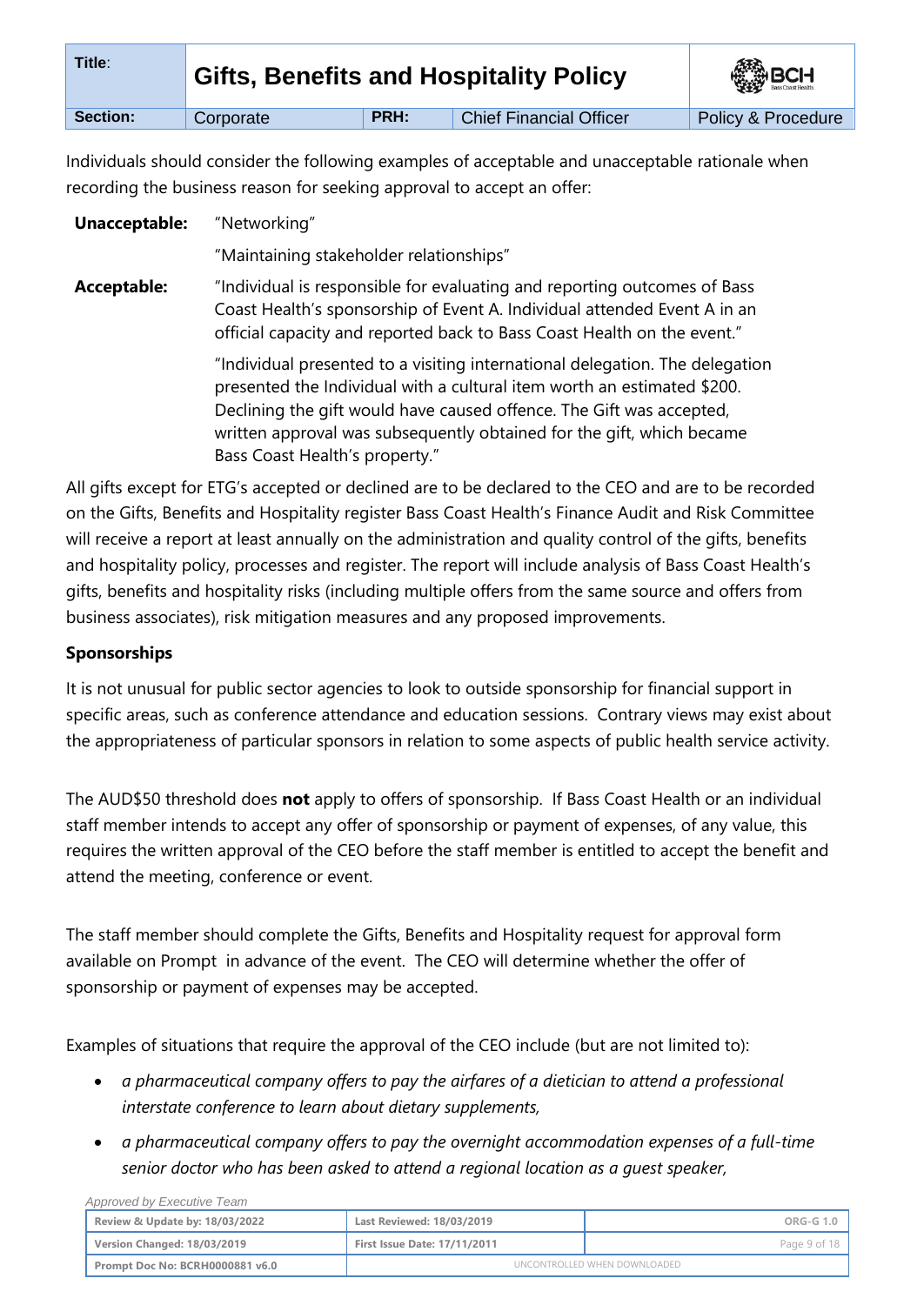Individuals should consider the following examples of acceptable and unacceptable rationale when recording the business reason for seeking approval to accept an offer:

| | |
|---|---|
| **Unacceptable:** | "Networking" |
| | "Maintaining stakeholder relationships" |
| **Acceptable:** | "Individual is responsible for evaluating and reporting outcomes of Bass Coast Health's sponsorship of Event A. Individual attended Event A in an official capacity and reported back to Bass Coast Health on the event." |
| | "Individual presented to a visiting international delegation. The delegation presented the Individual with a cultural item worth an estimated \$200. Declining the gift would have caused offence. The Gift was accepted, written approval was subsequently obtained for the gift, which became Bass Coast Health's property." |

All gifts except for ETG's accepted or declined are to be declared to the CEO and are to be recorded on the Gifts, Benefits and Hospitality register Bass Coast Health's Finance Audit and Risk Committee will receive a report at least annually on the administration and quality control of the gifts, benefits and hospitality policy, processes and register. The report will include analysis of Bass Coast Health's gifts, benefits and hospitality risks (including multiple offers from the same source and offers from business associates), risk mitigation measures and any proposed improvements.

**Sponsorships**

It is not unusual for public sector agencies to look to outside sponsorship for financial support in specific areas, such as conference attendance and education sessions. Contrary views may exist about the appropriateness of particular sponsors in relation to some aspects of public health service activity.

The AUD\$50 threshold does **not** apply to offers of sponsorship. If Bass Coast Health or an individual staff member intends to accept any offer of sponsorship or payment of expenses, of any value, this requires the written approval of the CEO before the staff member is entitled to accept the benefit and attend the meeting, conference or event.

The staff member should complete the Gifts, Benefits and Hospitality request for approval form available on Prompt in advance of the event. The CEO will determine whether the offer of sponsorship or payment of expenses may be accepted.

Examples of situations that require the approval of the CEO include (but are not limited to):

- *a pharmaceutical company offers to pay the airfares of a dietician to attend a professional interstate conference to learn about dietary supplements,*
- *a pharmaceutical company offers to pay the overnight accommodation expenses of a full-time senior doctor who has been asked to attend a regional location as a guest speaker,*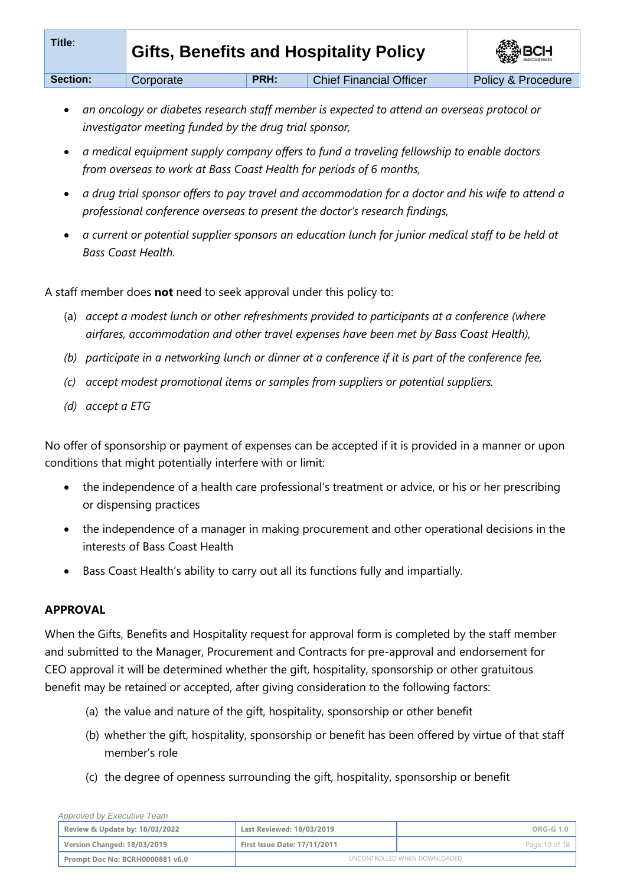- *an oncology or diabetes research staff member is expected to attend an overseas protocol or investigator meeting funded by the drug trial sponsor,*
- *a medical equipment supply company offers to fund a traveling fellowship to enable doctors from overseas to work at Bass Coast Health for periods of 6 months,*
- *a drug trial sponsor offers to pay travel and accommodation for a doctor and his wife to attend a professional conference overseas to present the doctor's research findings,*
- *a current or potential supplier sponsors an education lunch for junior medical staff to be held at Bass Coast Health.*

A staff member does **not** need to seek approval under this policy to:

(a) *accept a modest lunch or other refreshments provided to participants at a conference (where airfares, accommodation and other travel expenses have been met by Bass Coast Health),*

*(b) participate in a networking lunch or dinner at a conference if it is part of the conference fee,*

*(c) accept modest promotional items or samples from suppliers or potential suppliers.*

*(d) accept a ETG*

No offer of sponsorship or payment of expenses can be accepted if it is provided in a manner or upon conditions that might potentially interfere with or limit:

- the independence of a health care professional's treatment or advice, or his or her prescribing or dispensing practices
- the independence of a manager in making procurement and other operational decisions in the interests of Bass Coast Health
- Bass Coast Health's ability to carry out all its functions fully and impartially.

**APPROVAL**

When the Gifts, Benefits and Hospitality request for approval form is completed by the staff member and submitted to the Manager, Procurement and Contracts for pre-approval and endorsement for CEO approval it will be determined whether the gift, hospitality, sponsorship or other gratuitous benefit may be retained or accepted, after giving consideration to the following factors:

(a) the value and nature of the gift, hospitality, sponsorship or other benefit

(b) whether the gift, hospitality, sponsorship or benefit has been offered by virtue of that staff member's role

(c) the degree of openness surrounding the gift, hospitality, sponsorship or benefit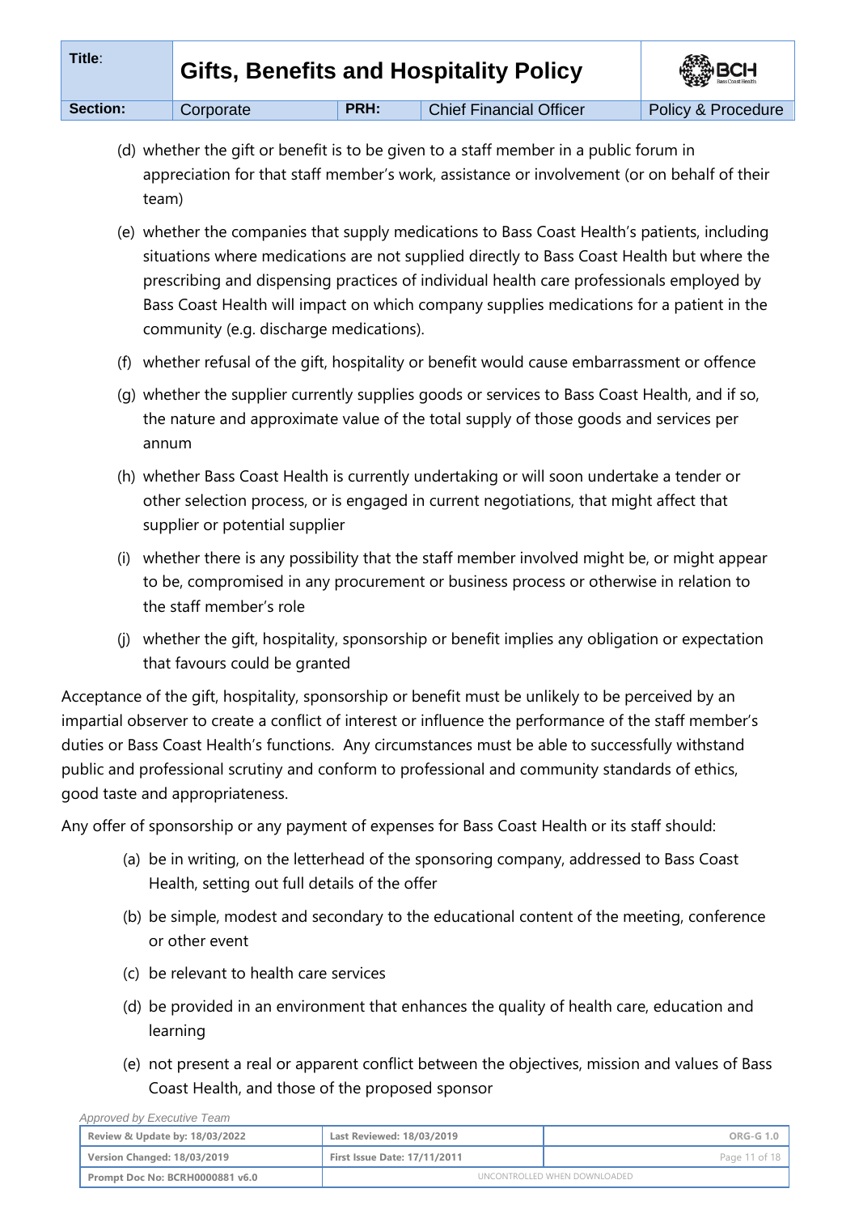(d) whether the gift or benefit is to be given to a staff member in a public forum in appreciation for that staff member's work, assistance or involvement (or on behalf of their team)

(e) whether the companies that supply medications to Bass Coast Health's patients, including situations where medications are not supplied directly to Bass Coast Health but where the prescribing and dispensing practices of individual health care professionals employed by Bass Coast Health will impact on which company supplies medications for a patient in the community (e.g. discharge medications).

(f) whether refusal of the gift, hospitality or benefit would cause embarrassment or offence

(g) whether the supplier currently supplies goods or services to Bass Coast Health, and if so, the nature and approximate value of the total supply of those goods and services per annum

(h) whether Bass Coast Health is currently undertaking or will soon undertake a tender or other selection process, or is engaged in current negotiations, that might affect that supplier or potential supplier

(i) whether there is any possibility that the staff member involved might be, or might appear to be, compromised in any procurement or business process or otherwise in relation to the staff member's role

(j) whether the gift, hospitality, sponsorship or benefit implies any obligation or expectation that favours could be granted

Acceptance of the gift, hospitality, sponsorship or benefit must be unlikely to be perceived by an impartial observer to create a conflict of interest or influence the performance of the staff member's duties or Bass Coast Health's functions. Any circumstances must be able to successfully withstand public and professional scrutiny and conform to professional and community standards of ethics, good taste and appropriateness.

Any offer of sponsorship or any payment of expenses for Bass Coast Health or its staff should:

(a) be in writing, on the letterhead of the sponsoring company, addressed to Bass Coast Health, setting out full details of the offer

(b) be simple, modest and secondary to the educational content of the meeting, conference or other event

(c) be relevant to health care services

(d) be provided in an environment that enhances the quality of health care, education and learning

(e) not present a real or apparent conflict between the objectives, mission and values of Bass Coast Health, and those of the proposed sponsor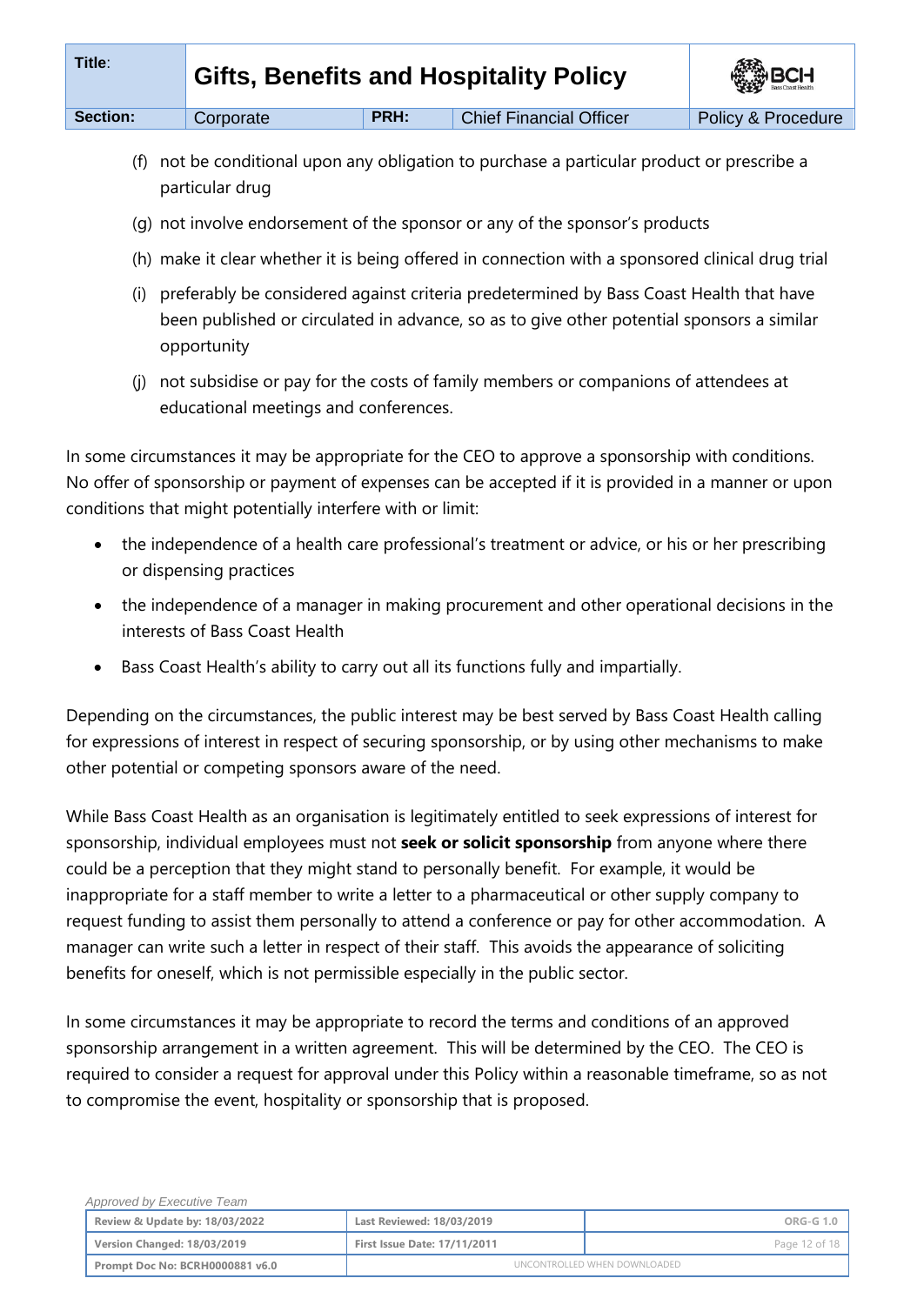(f) not be conditional upon any obligation to purchase a particular product or prescribe a particular drug

(g) not involve endorsement of the sponsor or any of the sponsor's products

(h) make it clear whether it is being offered in connection with a sponsored clinical drug trial

(i) preferably be considered against criteria predetermined by Bass Coast Health that have been published or circulated in advance, so as to give other potential sponsors a similar opportunity

(j) not subsidise or pay for the costs of family members or companions of attendees at educational meetings and conferences.

In some circumstances it may be appropriate for the CEO to approve a sponsorship with conditions. No offer of sponsorship or payment of expenses can be accepted if it is provided in a manner or upon conditions that might potentially interfere with or limit:

- the independence of a health care professional's treatment or advice, or his or her prescribing or dispensing practices
- the independence of a manager in making procurement and other operational decisions in the interests of Bass Coast Health
- Bass Coast Health's ability to carry out all its functions fully and impartially.

Depending on the circumstances, the public interest may be best served by Bass Coast Health calling for expressions of interest in respect of securing sponsorship, or by using other mechanisms to make other potential or competing sponsors aware of the need.

While Bass Coast Health as an organisation is legitimately entitled to seek expressions of interest for sponsorship, individual employees must not **seek or solicit sponsorship** from anyone where there could be a perception that they might stand to personally benefit. For example, it would be inappropriate for a staff member to write a letter to a pharmaceutical or other supply company to request funding to assist them personally to attend a conference or pay for other accommodation. A manager can write such a letter in respect of their staff. This avoids the appearance of soliciting benefits for oneself, which is not permissible especially in the public sector.

In some circumstances it may be appropriate to record the terms and conditions of an approved sponsorship arrangement in a written agreement. This will be determined by the CEO. The CEO is required to consider a request for approval under this Policy within a reasonable timeframe, so as not to compromise the event, hospitality or sponsorship that is proposed.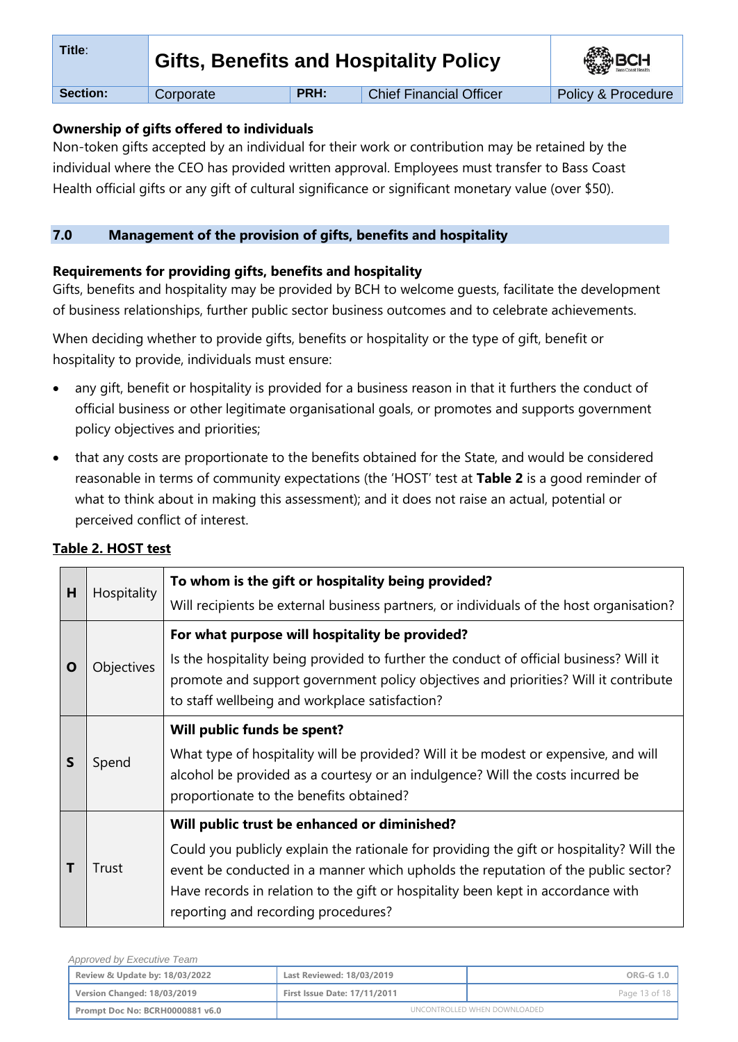**Ownership of gifts offered to individuals**

Non-token gifts accepted by an individual for their work or contribution may be retained by the individual where the CEO has provided written approval. Employees must transfer to Bass Coast Health official gifts or any gift of cultural significance or significant monetary value (over $50).

## 7.0 Management of the provision of gifts, benefits and hospitality

**Requirements for providing gifts, benefits and hospitality**

Gifts, benefits and hospitality may be provided by BCH to welcome guests, facilitate the development of business relationships, further public sector business outcomes and to celebrate achievements.

When deciding whether to provide gifts, benefits or hospitality or the type of gift, benefit or hospitality to provide, individuals must ensure:

- any gift, benefit or hospitality is provided for a business reason in that it furthers the conduct of official business or other legitimate organisational goals, or promotes and supports government policy objectives and priorities;
- that any costs are proportionate to the benefits obtained for the State, and would be considered reasonable in terms of community expectations (the 'HOST' test at **Table 2** is a good reminder of what to think about in making this assessment); and it does not raise an actual, potential or perceived conflict of interest.

**Table 2. HOST test**

| | | |
|---|---|---|
| **H** | Hospitality | **To whom is the gift or hospitality being provided?**<br>Will recipients be external business partners, or individuals of the host organisation? |
| **O** | Objectives | **For what purpose will hospitality be provided?**<br>Is the hospitality being provided to further the conduct of official business? Will it promote and support government policy objectives and priorities? Will it contribute to staff wellbeing and workplace satisfaction? |
| **S** | Spend | **Will public funds be spent?**<br>What type of hospitality will be provided? Will it be modest or expensive, and will alcohol be provided as a courtesy or an indulgence? Will the costs incurred be proportionate to the benefits obtained? |
| **T** | Trust | **Will public trust be enhanced or diminished?**<br>Could you publicly explain the rationale for providing the gift or hospitality? Will the event be conducted in a manner which upholds the reputation of the public sector? Have records in relation to the gift or hospitality been kept in accordance with reporting and recording procedures? |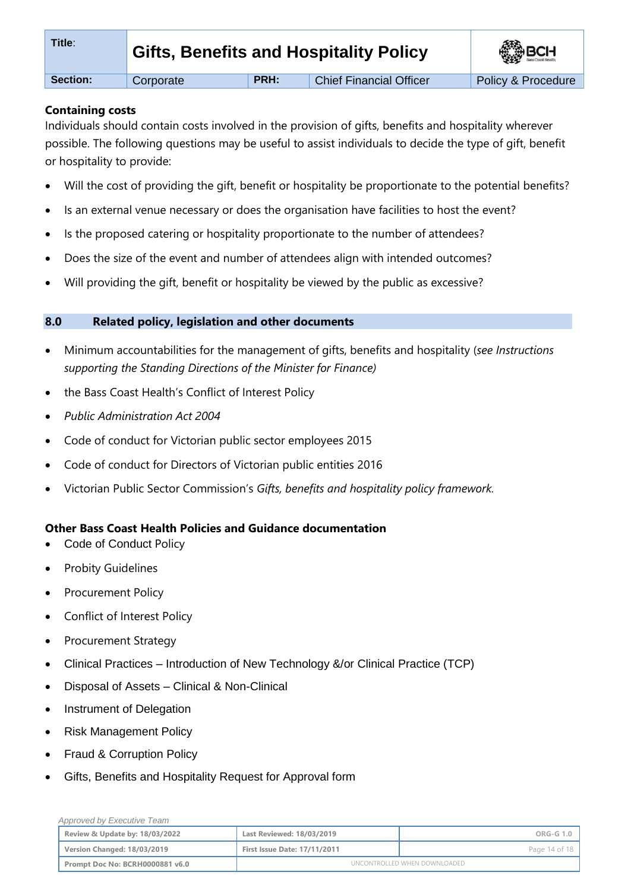**Containing costs**

Individuals should contain costs involved in the provision of gifts, benefits and hospitality wherever possible. The following questions may be useful to assist individuals to decide the type of gift, benefit or hospitality to provide:

- Will the cost of providing the gift, benefit or hospitality be proportionate to the potential benefits?
- Is an external venue necessary or does the organisation have facilities to host the event?
- Is the proposed catering or hospitality proportionate to the number of attendees?
- Does the size of the event and number of attendees align with intended outcomes?
- Will providing the gift, benefit or hospitality be viewed by the public as excessive?

## 8.0 Related policy, legislation and other documents

- Minimum accountabilities for the management of gifts, benefits and hospitality (*see Instructions supporting the Standing Directions of the Minister for Finance)*
- the Bass Coast Health's Conflict of Interest Policy
- *Public Administration Act 2004*
- Code of conduct for Victorian public sector employees 2015
- Code of conduct for Directors of Victorian public entities 2016
- Victorian Public Sector Commission's *Gifts, benefits and hospitality policy framework.*

**Other Bass Coast Health Policies and Guidance documentation**

- Code of Conduct Policy
- Probity Guidelines
- Procurement Policy
- Conflict of Interest Policy
- Procurement Strategy
- Clinical Practices – Introduction of New Technology &/or Clinical Practice (TCP)
- Disposal of Assets – Clinical & Non-Clinical
- Instrument of Delegation
- Risk Management Policy
- Fraud & Corruption Policy
- Gifts, Benefits and Hospitality Request for Approval form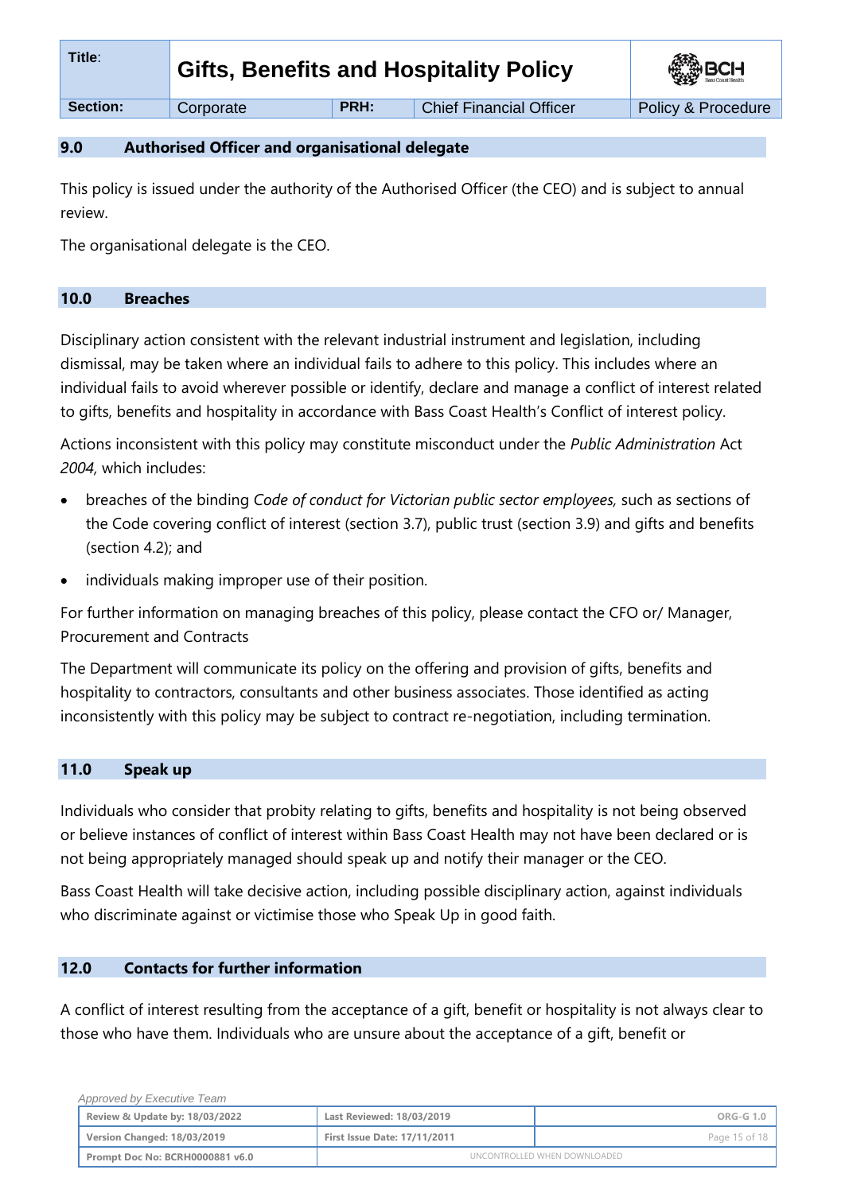## 9.0 Authorised Officer and organisational delegate

This policy is issued under the authority of the Authorised Officer (the CEO) and is subject to annual review.

The organisational delegate is the CEO.

## 10.0 Breaches

Disciplinary action consistent with the relevant industrial instrument and legislation, including dismissal, may be taken where an individual fails to adhere to this policy. This includes where an individual fails to avoid wherever possible or identify, declare and manage a conflict of interest related to gifts, benefits and hospitality in accordance with Bass Coast Health's Conflict of interest policy.

Actions inconsistent with this policy may constitute misconduct under the *Public Administration* Act *2004,* which includes:

- breaches of the binding *Code of conduct for Victorian public sector employees,* such as sections of the Code covering conflict of interest (section 3.7), public trust (section 3.9) and gifts and benefits (section 4.2); and
- individuals making improper use of their position.

For further information on managing breaches of this policy, please contact the CFO or/ Manager, Procurement and Contracts

The Department will communicate its policy on the offering and provision of gifts, benefits and hospitality to contractors, consultants and other business associates. Those identified as acting inconsistently with this policy may be subject to contract re-negotiation, including termination.

## 11.0 Speak up

Individuals who consider that probity relating to gifts, benefits and hospitality is not being observed or believe instances of conflict of interest within Bass Coast Health may not have been declared or is not being appropriately managed should speak up and notify their manager or the CEO.

Bass Coast Health will take decisive action, including possible disciplinary action, against individuals who discriminate against or victimise those who Speak Up in good faith.

## 12.0 Contacts for further information

A conflict of interest resulting from the acceptance of a gift, benefit or hospitality is not always clear to those who have them. Individuals who are unsure about the acceptance of a gift, benefit or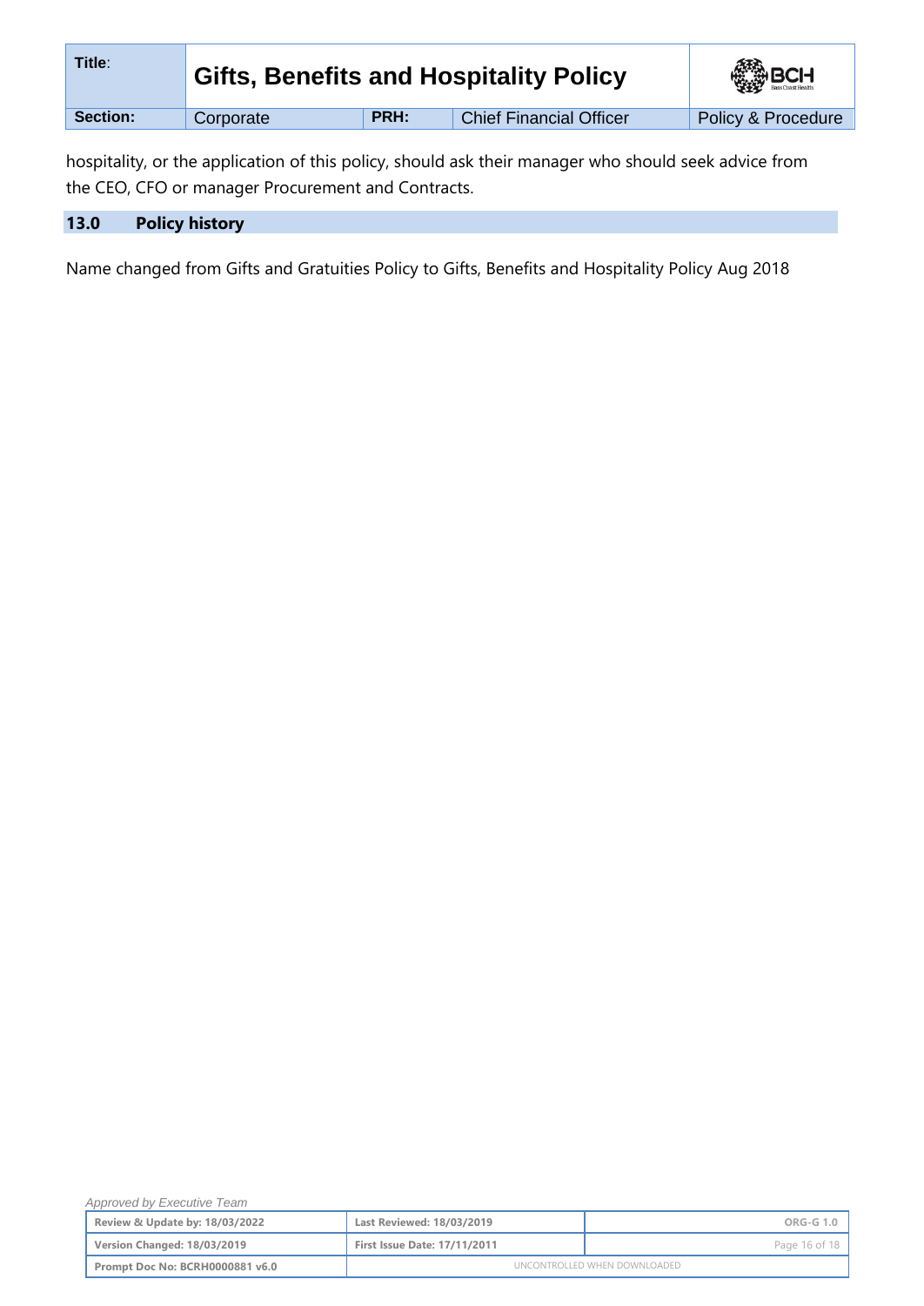hospitality, or the application of this policy, should ask their manager who should seek advice from the CEO, CFO or manager Procurement and Contracts.

## 13.0 Policy history

Name changed from Gifts and Gratuities Policy to Gifts, Benefits and Hospitality Policy Aug 2018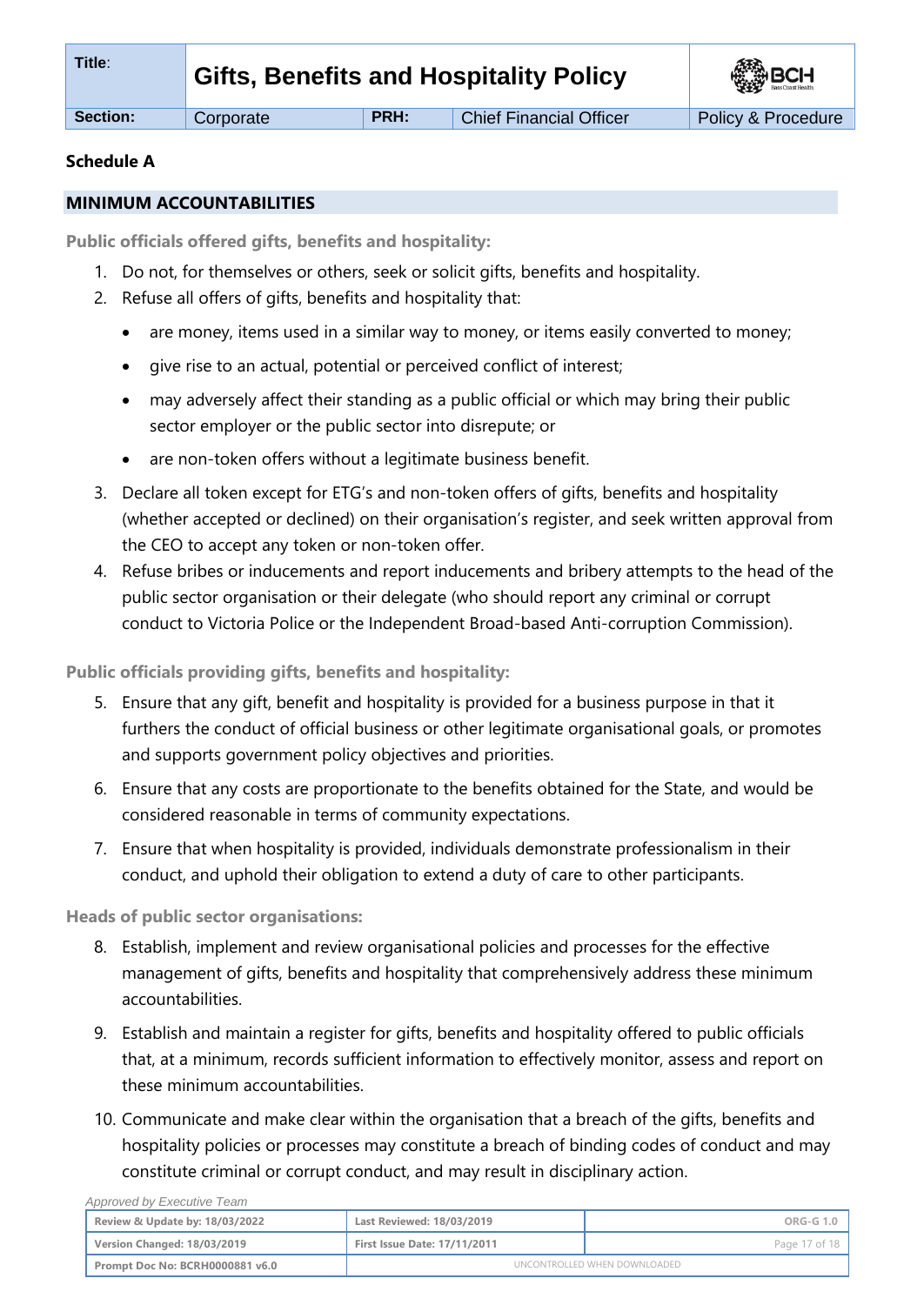**Schedule A**

## MINIMUM ACCOUNTABILITIES

**Public officials offered gifts, benefits and hospitality:**

1. Do not, for themselves or others, seek or solicit gifts, benefits and hospitality.
2. Refuse all offers of gifts, benefits and hospitality that:
   - are money, items used in a similar way to money, or items easily converted to money;
   - give rise to an actual, potential or perceived conflict of interest;
   - may adversely affect their standing as a public official or which may bring their public sector employer or the public sector into disrepute; or
   - are non-token offers without a legitimate business benefit.
3. Declare all token except for ETG's and non-token offers of gifts, benefits and hospitality (whether accepted or declined) on their organisation's register, and seek written approval from the CEO to accept any token or non-token offer.
4. Refuse bribes or inducements and report inducements and bribery attempts to the head of the public sector organisation or their delegate (who should report any criminal or corrupt conduct to Victoria Police or the Independent Broad-based Anti-corruption Commission).

**Public officials providing gifts, benefits and hospitality:**

5. Ensure that any gift, benefit and hospitality is provided for a business purpose in that it furthers the conduct of official business or other legitimate organisational goals, or promotes and supports government policy objectives and priorities.
6. Ensure that any costs are proportionate to the benefits obtained for the State, and would be considered reasonable in terms of community expectations.
7. Ensure that when hospitality is provided, individuals demonstrate professionalism in their conduct, and uphold their obligation to extend a duty of care to other participants.

**Heads of public sector organisations:**

8. Establish, implement and review organisational policies and processes for the effective management of gifts, benefits and hospitality that comprehensively address these minimum accountabilities.
9. Establish and maintain a register for gifts, benefits and hospitality offered to public officials that, at a minimum, records sufficient information to effectively monitor, assess and report on these minimum accountabilities.
10. Communicate and make clear within the organisation that a breach of the gifts, benefits and hospitality policies or processes may constitute a breach of binding codes of conduct and may constitute criminal or corrupt conduct, and may result in disciplinary action.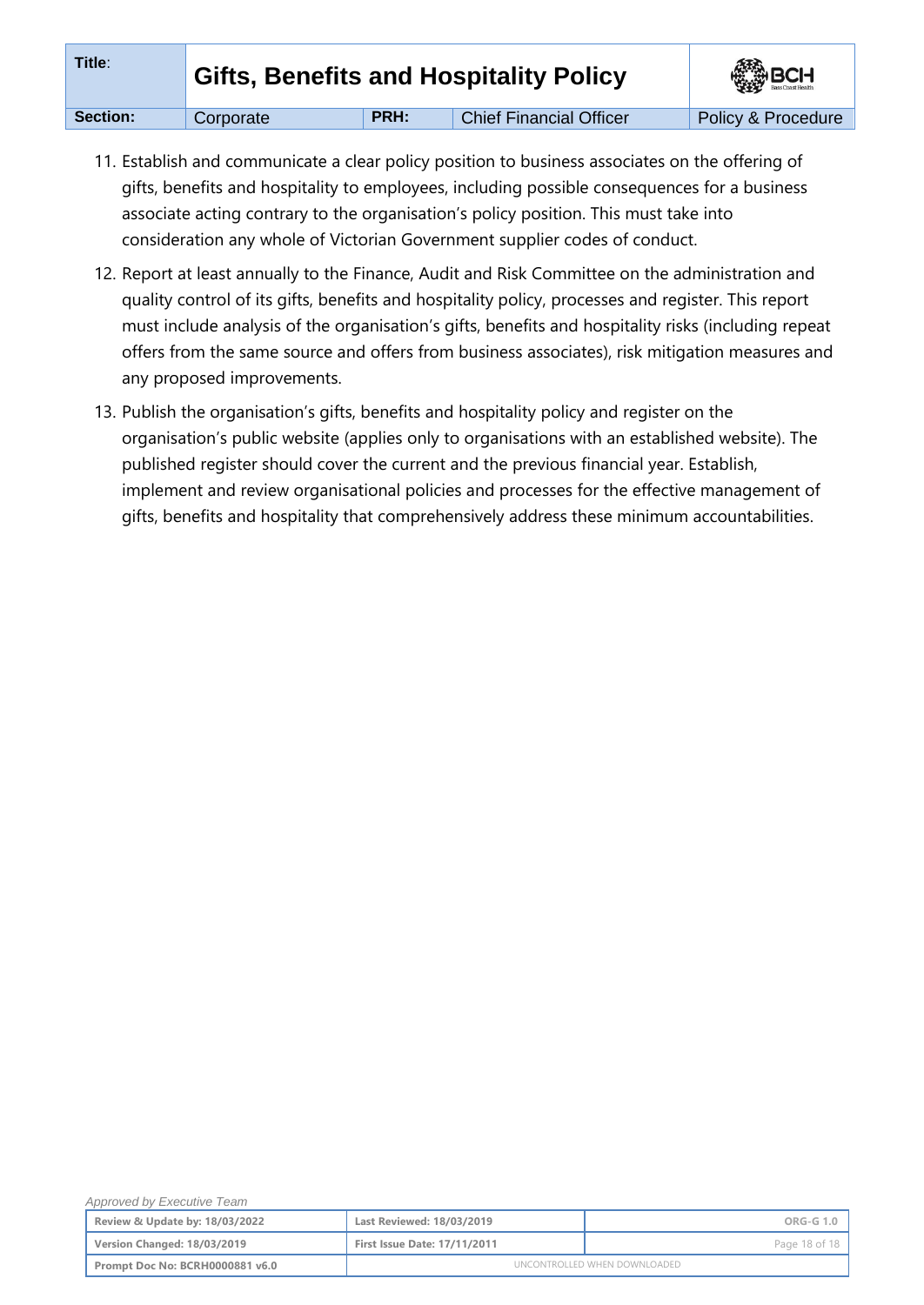11. Establish and communicate a clear policy position to business associates on the offering of gifts, benefits and hospitality to employees, including possible consequences for a business associate acting contrary to the organisation's policy position. This must take into consideration any whole of Victorian Government supplier codes of conduct.
12. Report at least annually to the Finance, Audit and Risk Committee on the administration and quality control of its gifts, benefits and hospitality policy, processes and register. This report must include analysis of the organisation's gifts, benefits and hospitality risks (including repeat offers from the same source and offers from business associates), risk mitigation measures and any proposed improvements.
13. Publish the organisation's gifts, benefits and hospitality policy and register on the organisation's public website (applies only to organisations with an established website). The published register should cover the current and the previous financial year. Establish, implement and review organisational policies and processes for the effective management of gifts, benefits and hospitality that comprehensively address these minimum accountabilities.